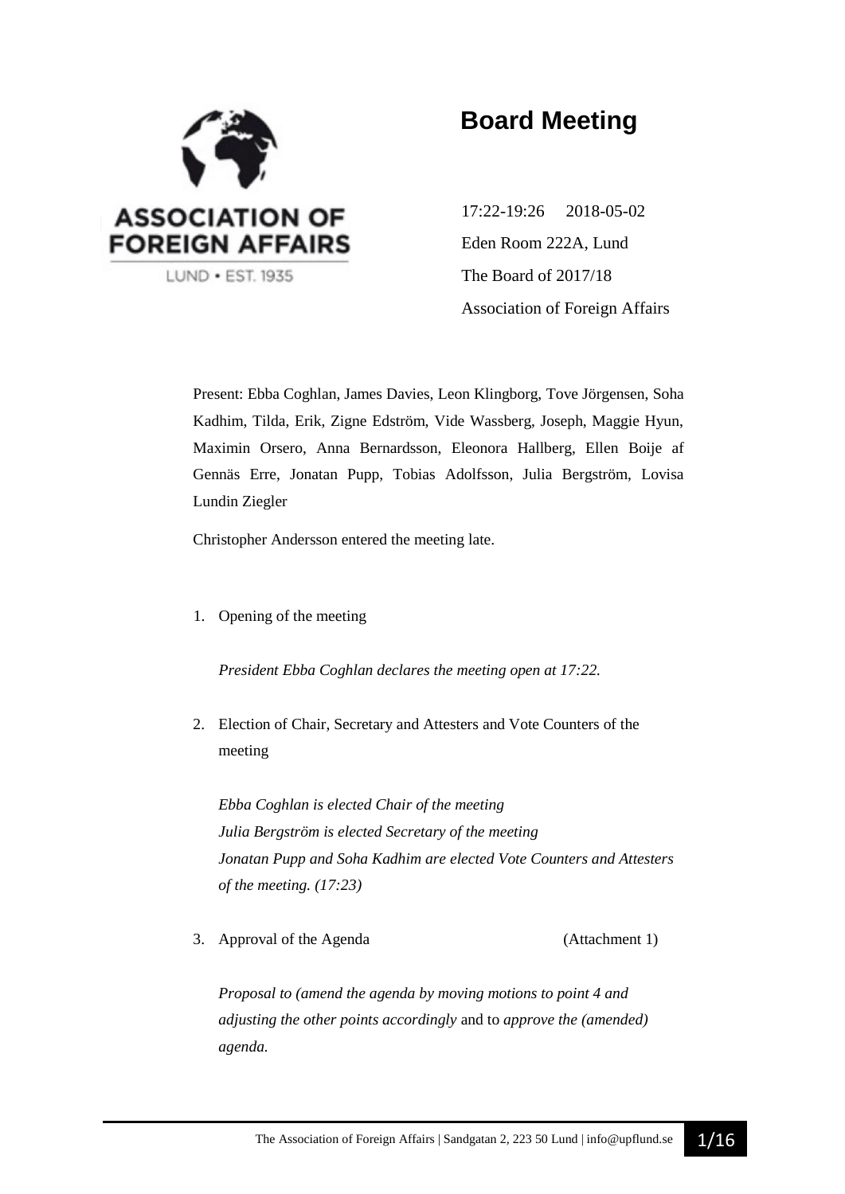ASSOCIATION OF FOREIGN AFFAIRS

LUND • EST. 1935

# Board Meeting

17:22-19:26 2018-05-02

Eden Room 222A, Lund

The Board of 2017/18

Association of Foreign Affairs

Present: Ebba Coghlan, James Davies, Leon Klingborg, Tove Jörgensen, Soha Kadhim, Tilda, Erik, Zigne Edström, Vide Wassberg, Joseph, Maggie Hyun, Maximin Orsero, Anna Bernardsson, Eleonora Hallberg, Ellen Boije af Gennäs Erre, Jonatan Pupp, Tobias Adolfsson, Julia Bergström, Lovisa Lundin Ziegler

Christopher Andersson entered the meeting late.

1. Opening of the meeting

   *President Ebba Coghlan declares the meeting open at 17:22.*

2. Election of Chair, Secretary and Attesters and Vote Counters of the meeting

   *Ebba Coghlan is elected Chair of the meeting*
   *Julia Bergström is elected Secretary of the meeting*
   *Jonatan Pupp and Soha Kadhim are elected Vote Counters and Attesters of the meeting. (17:23)*

3. Approval of the Agenda (Attachment 1)

   *Proposal to (amend the agenda by moving motions to point 4 and adjusting the other points accordingly* and to *approve the (amended) agenda.*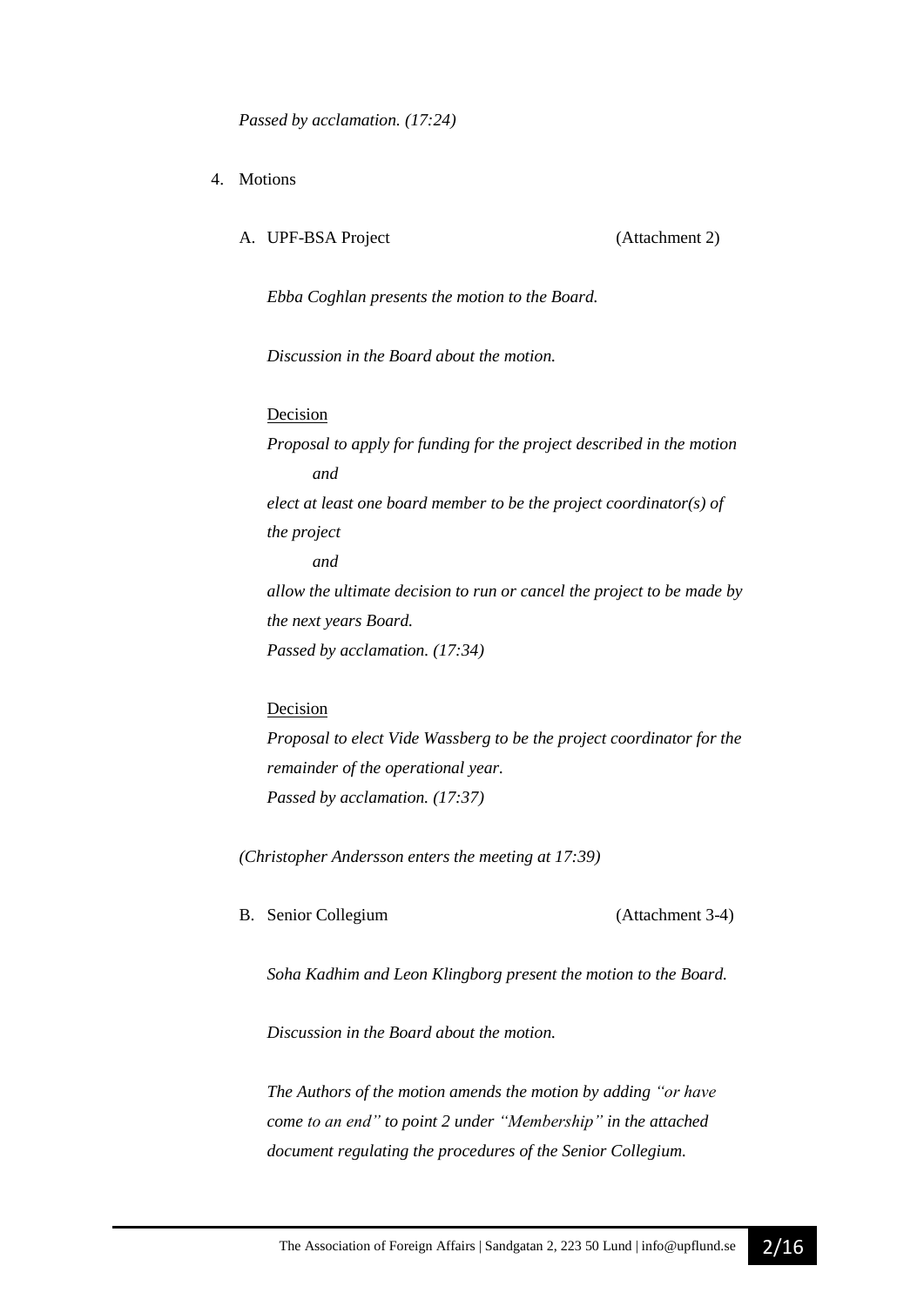*Passed by acclamation. (17:24)*

4. Motions

   A. UPF-BSA Project (Attachment 2)

   *Ebba Coghlan presents the motion to the Board.*

   *Discussion in the Board about the motion.*

   Decision

   *Proposal to apply for funding for the project described in the motion*

   *and*

   *elect at least one board member to be the project coordinator(s) of the project*

   *and*

   *allow the ultimate decision to run or cancel the project to be made by the next years Board.*

   *Passed by acclamation. (17:34)*

   Decision

   *Proposal to elect Vide Wassberg to be the project coordinator for the remainder of the operational year.*

   *Passed by acclamation. (17:37)*

   *(Christopher Andersson enters the meeting at 17:39)*

   B. Senior Collegium (Attachment 3-4)

   *Soha Kadhim and Leon Klingborg present the motion to the Board.*

   *Discussion in the Board about the motion.*

   *The Authors of the motion amends the motion by adding "or have come to an end" to point 2 under "Membership" in the attached document regulating the procedures of the Senior Collegium.*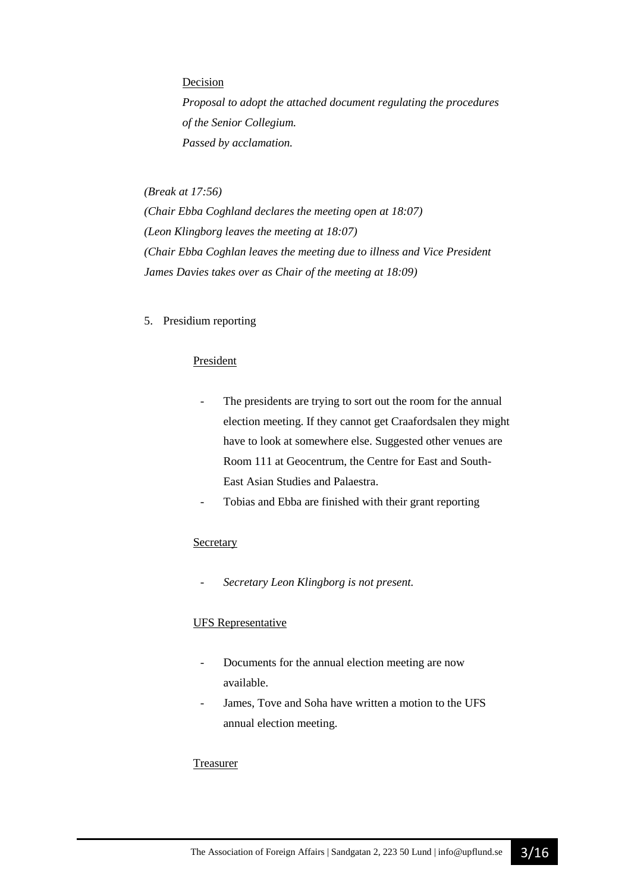Decision

*Proposal to adopt the attached document regulating the procedures of the Senior Collegium.*
*Passed by acclamation.*

*(Break at 17:56)*
*(Chair Ebba Coghland declares the meeting open at 18:07)*
*(Leon Klingborg leaves the meeting at 18:07)*
*(Chair Ebba Coghlan leaves the meeting due to illness and Vice President James Davies takes over as Chair of the meeting at 18:09)*

5. Presidium reporting

President

- The presidents are trying to sort out the room for the annual election meeting. If they cannot get Craafordsalen they might have to look at somewhere else. Suggested other venues are Room 111 at Geocentrum, the Centre for East and South-East Asian Studies and Palaestra.
- Tobias and Ebba are finished with their grant reporting

Secretary

- *Secretary Leon Klingborg is not present.*

UFS Representative

- Documents for the annual election meeting are now available.
- James, Tove and Soha have written a motion to the UFS annual election meeting.

Treasurer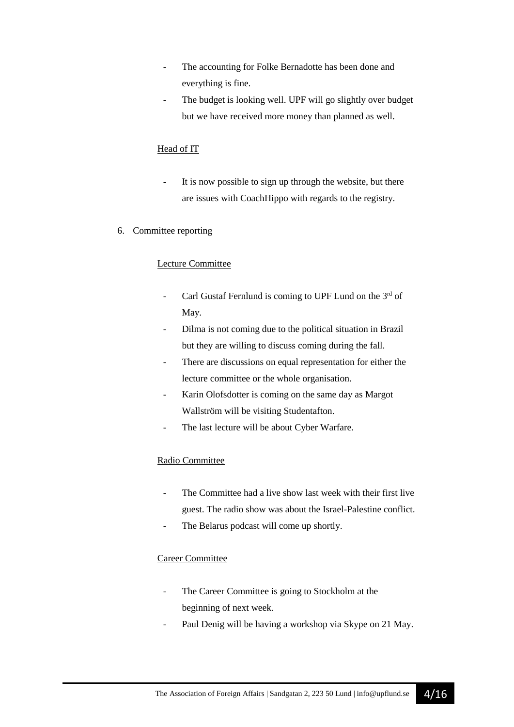- The accounting for Folke Bernadotte has been done and everything is fine.
- The budget is looking well. UPF will go slightly over budget but we have received more money than planned as well.

Head of IT

- It is now possible to sign up through the website, but there are issues with CoachHippo with regards to the registry.

6. Committee reporting

Lecture Committee

- Carl Gustaf Fernlund is coming to UPF Lund on the 3rd of May.
- Dilma is not coming due to the political situation in Brazil but they are willing to discuss coming during the fall.
- There are discussions on equal representation for either the lecture committee or the whole organisation.
- Karin Olofsdotter is coming on the same day as Margot Wallström will be visiting Studentafton.
- The last lecture will be about Cyber Warfare.

Radio Committee

- The Committee had a live show last week with their first live guest. The radio show was about the Israel-Palestine conflict.
- The Belarus podcast will come up shortly.

Career Committee

- The Career Committee is going to Stockholm at the beginning of next week.
- Paul Denig will be having a workshop via Skype on 21 May.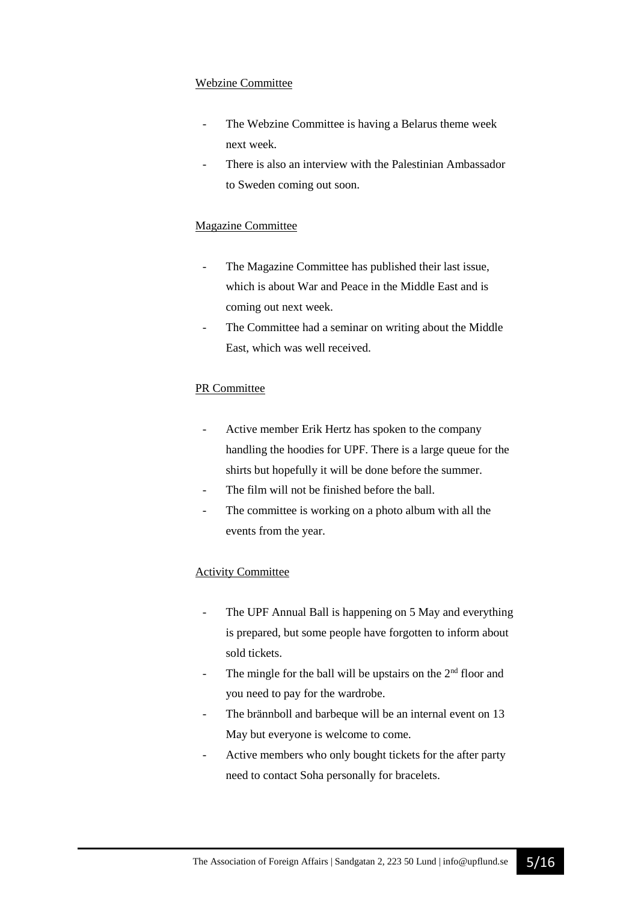Webzine Committee

- The Webzine Committee is having a Belarus theme week next week.
- There is also an interview with the Palestinian Ambassador to Sweden coming out soon.

Magazine Committee

- The Magazine Committee has published their last issue, which is about War and Peace in the Middle East and is coming out next week.
- The Committee had a seminar on writing about the Middle East, which was well received.

PR Committee

- Active member Erik Hertz has spoken to the company handling the hoodies for UPF. There is a large queue for the shirts but hopefully it will be done before the summer.
- The film will not be finished before the ball.
- The committee is working on a photo album with all the events from the year.

Activity Committee

- The UPF Annual Ball is happening on 5 May and everything is prepared, but some people have forgotten to inform about sold tickets.
- The mingle for the ball will be upstairs on the 2nd floor and you need to pay for the wardrobe.
- The brännboll and barbeque will be an internal event on 13 May but everyone is welcome to come.
- Active members who only bought tickets for the after party need to contact Soha personally for bracelets.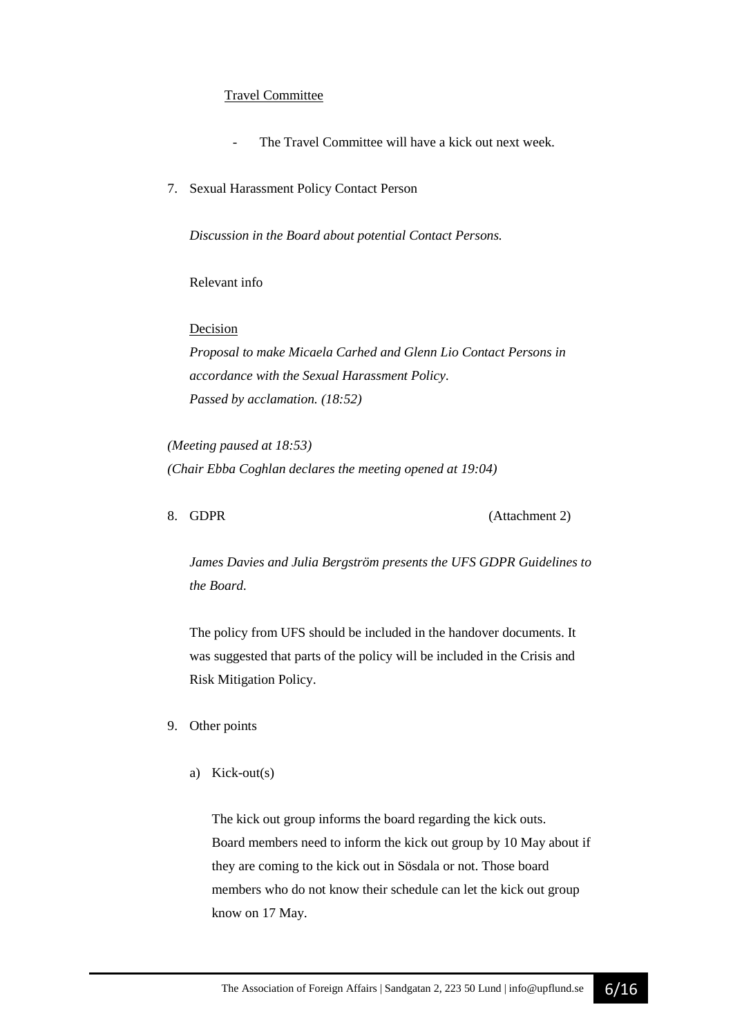Travel Committee

- The Travel Committee will have a kick out next week.

7. Sexual Harassment Policy Contact Person

   *Discussion in the Board about potential Contact Persons.*

   Relevant info

   Decision
   *Proposal to make Micaela Carhed and Glenn Lio Contact Persons in accordance with the Sexual Harassment Policy.*
   *Passed by acclamation. (18:52)*

*(Meeting paused at 18:53)*
*(Chair Ebba Coghlan declares the meeting opened at 19:04)*

8. GDPR (Attachment 2)

   *James Davies and Julia Bergström presents the UFS GDPR Guidelines to the Board.*

   The policy from UFS should be included in the handover documents. It was suggested that parts of the policy will be included in the Crisis and Risk Mitigation Policy.

9. Other points

   a) Kick-out(s)

      The kick out group informs the board regarding the kick outs.
      Board members need to inform the kick out group by 10 May about if they are coming to the kick out in Sösdala or not. Those board members who do not know their schedule can let the kick out group know on 17 May.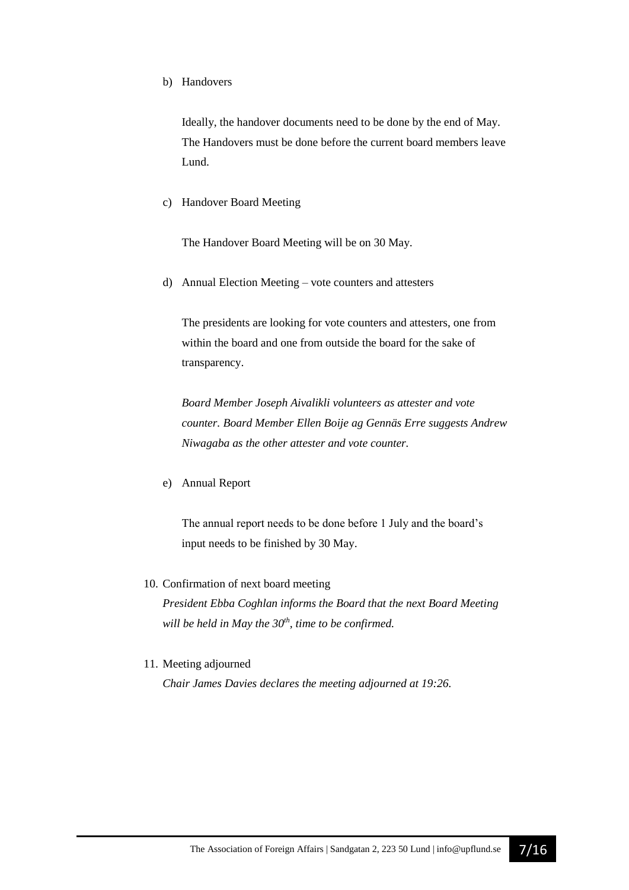b) Handovers

   Ideally, the handover documents need to be done by the end of May. The Handovers must be done before the current board members leave Lund.

c) Handover Board Meeting

   The Handover Board Meeting will be on 30 May.

d) Annual Election Meeting – vote counters and attesters

   The presidents are looking for vote counters and attesters, one from within the board and one from outside the board for the sake of transparency.

   *Board Member Joseph Aivalikli volunteers as attester and vote counter. Board Member Ellen Boije ag Gennäs Erre suggests Andrew Niwagaba as the other attester and vote counter.*

e) Annual Report

   The annual report needs to be done before 1 July and the board's input needs to be finished by 30 May.

10. Confirmation of next board meeting

    *President Ebba Coghlan informs the Board that the next Board Meeting will be held in May the 30th, time to be confirmed.*

11. Meeting adjourned

    *Chair James Davies declares the meeting adjourned at 19:26.*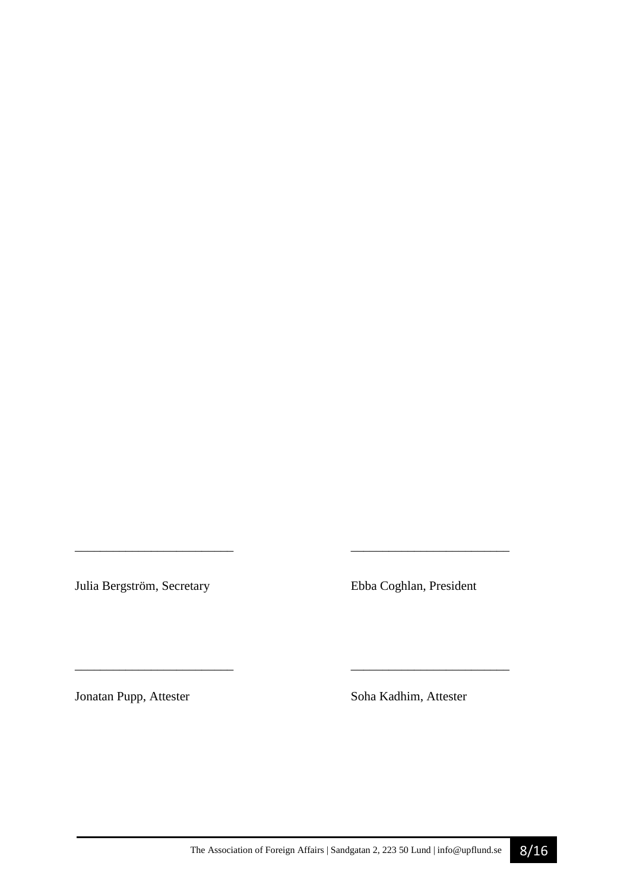_________________________ _________________________

Julia Bergström, Secretary Ebba Coghlan, President

_________________________ _________________________

Jonatan Pupp, Attester Soha Kadhim, Attester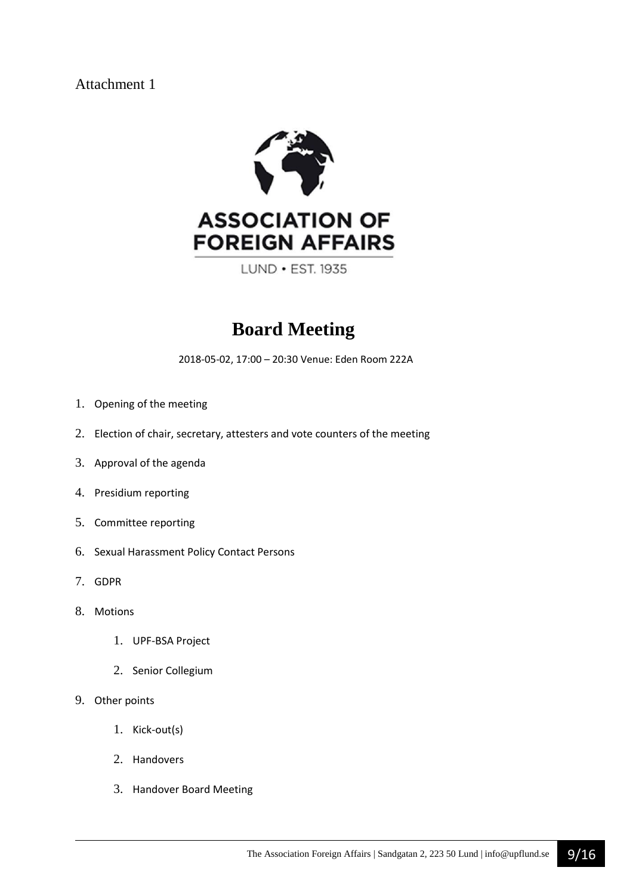Attachment 1

ASSOCIATION OF FOREIGN AFFAIRS

LUND • EST. 1935

# Board Meeting

2018-05-02, 17:00 – 20:30 Venue: Eden Room 222A

1. Opening of the meeting
2. Election of chair, secretary, attesters and vote counters of the meeting
3. Approval of the agenda
4. Presidium reporting
5. Committee reporting
6. Sexual Harassment Policy Contact Persons
7. GDPR
8. Motions
    1. UPF-BSA Project
    2. Senior Collegium
9. Other points
    1. Kick-out(s)
    2. Handovers
    3. Handover Board Meeting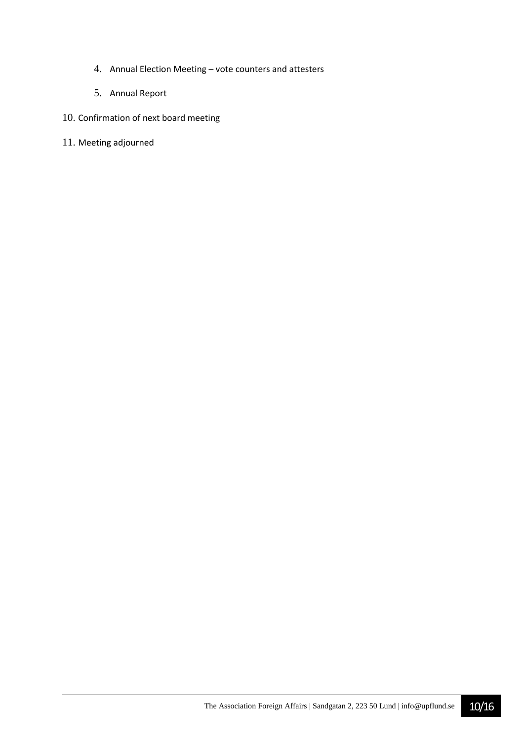4. Annual Election Meeting – vote counters and attesters
   5. Annual Report

10. Confirmation of next board meeting

11. Meeting adjourned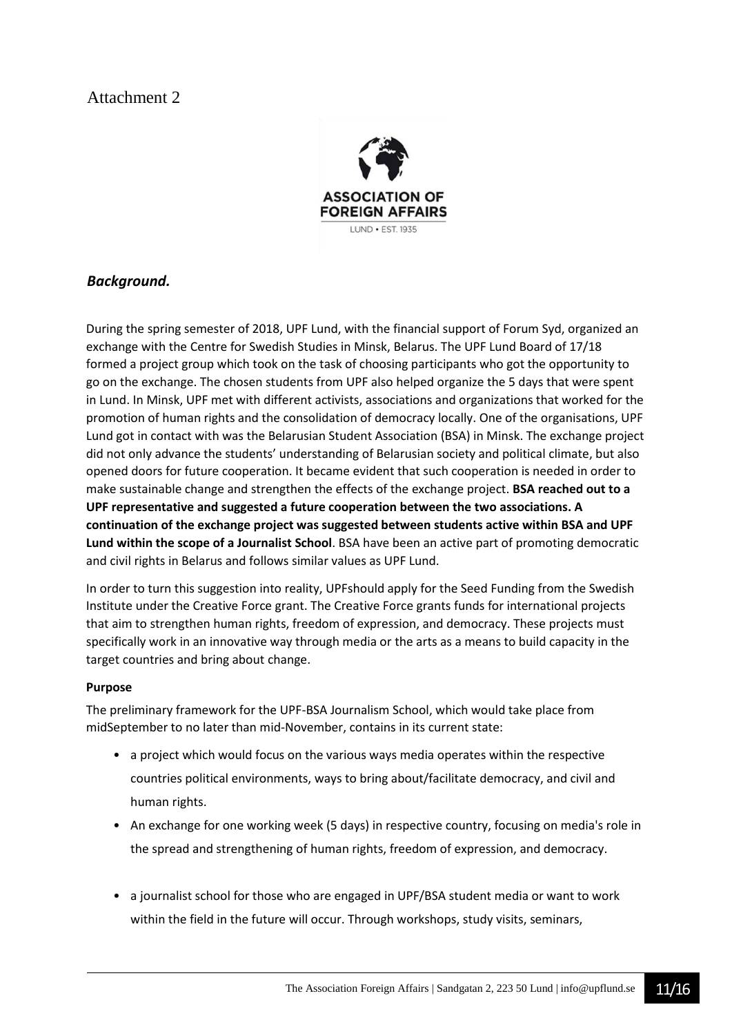Attachment 2

### *Background.*

During the spring semester of 2018, UPF Lund, with the financial support of Forum Syd, organized an exchange with the Centre for Swedish Studies in Minsk, Belarus. The UPF Lund Board of 17/18 formed a project group which took on the task of choosing participants who got the opportunity to go on the exchange. The chosen students from UPF also helped organize the 5 days that were spent in Lund. In Minsk, UPF met with different activists, associations and organizations that worked for the promotion of human rights and the consolidation of democracy locally. One of the organisations, UPF Lund got in contact with was the Belarusian Student Association (BSA) in Minsk. The exchange project did not only advance the students' understanding of Belarusian society and political climate, but also opened doors for future cooperation. It became evident that such cooperation is needed in order to make sustainable change and strengthen the effects of the exchange project. **BSA reached out to a UPF representative and suggested a future cooperation between the two associations. A continuation of the exchange project was suggested between students active within BSA and UPF Lund within the scope of a Journalist School**. BSA have been an active part of promoting democratic and civil rights in Belarus and follows similar values as UPF Lund.

In order to turn this suggestion into reality, UPFshould apply for the Seed Funding from the Swedish Institute under the Creative Force grant. The Creative Force grants funds for international projects that aim to strengthen human rights, freedom of expression, and democracy. These projects must specifically work in an innovative way through media or the arts as a means to build capacity in the target countries and bring about change.

**Purpose**

The preliminary framework for the UPF-BSA Journalism School, which would take place from midSeptember to no later than mid-November, contains in its current state:

- a project which would focus on the various ways media operates within the respective countries political environments, ways to bring about/facilitate democracy, and civil and human rights.
- An exchange for one working week (5 days) in respective country, focusing on media's role in the spread and strengthening of human rights, freedom of expression, and democracy.
- a journalist school for those who are engaged in UPF/BSA student media or want to work within the field in the future will occur. Through workshops, study visits, seminars,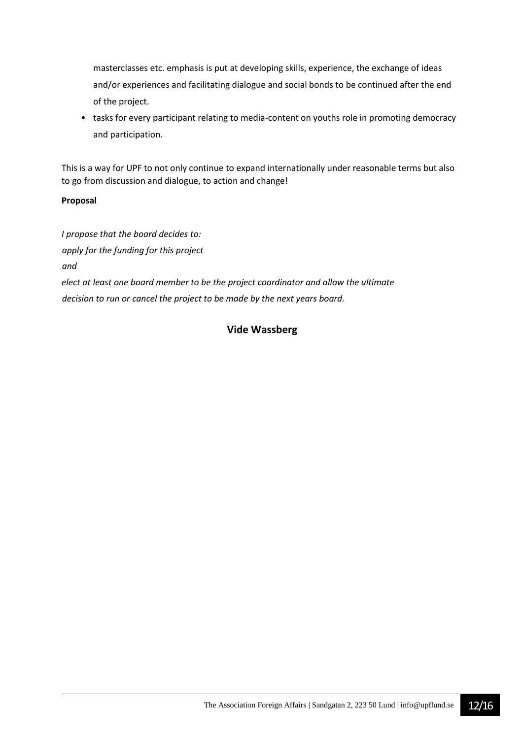masterclasses etc. emphasis is put at developing skills, experience, the exchange of ideas and/or experiences and facilitating dialogue and social bonds to be continued after the end of the project.

- tasks for every participant relating to media-content on youths role in promoting democracy and participation.

This is a way for UPF to not only continue to expand internationally under reasonable terms but also to go from discussion and dialogue, to action and change!

**Proposal**

*I propose that the board decides to:*
*apply for the funding for this project*
*and*
*elect at least one board member to be the project coordinator and allow the ultimate decision to run or cancel the project to be made by the next years board.*

**Vide Wassberg**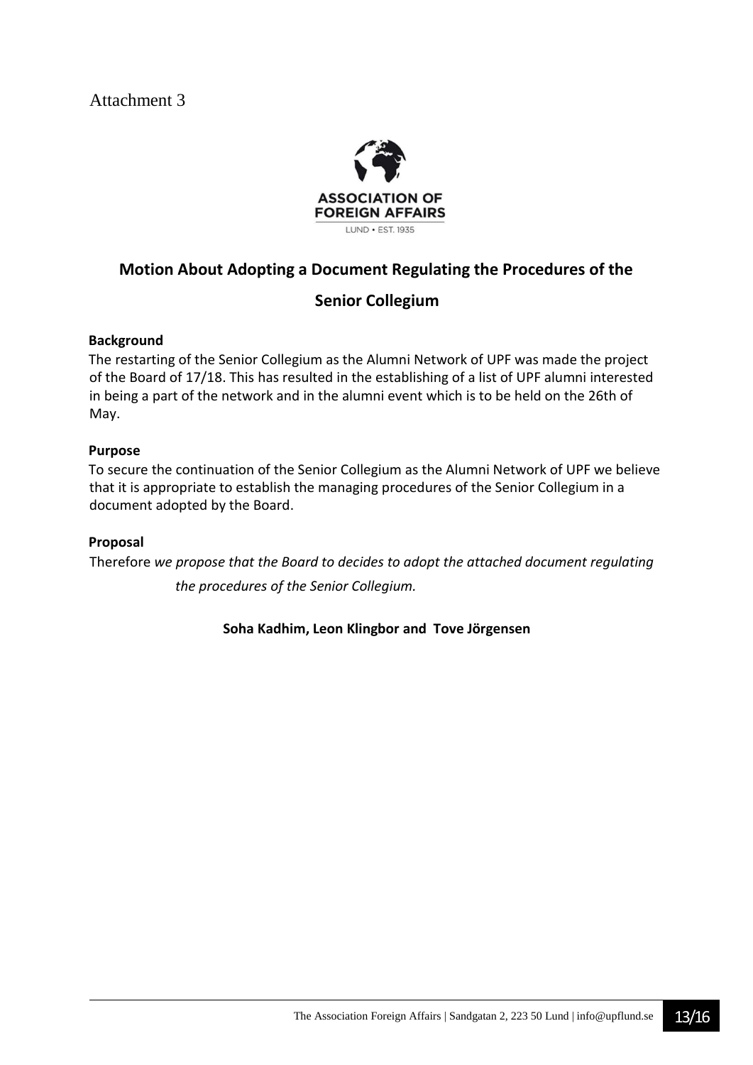Attachment 3

ASSOCIATION OF FOREIGN AFFAIRS

LUND • EST. 1935

## Motion About Adopting a Document Regulating the Procedures of the Senior Collegium

**Background**

The restarting of the Senior Collegium as the Alumni Network of UPF was made the project of the Board of 17/18. This has resulted in the establishing of a list of UPF alumni interested in being a part of the network and in the alumni event which is to be held on the 26th of May.

**Purpose**

To secure the continuation of the Senior Collegium as the Alumni Network of UPF we believe that it is appropriate to establish the managing procedures of the Senior Collegium in a document adopted by the Board.

**Proposal**

Therefore *we propose that the Board to decides to adopt the attached document regulating the procedures of the Senior Collegium.*

**Soha Kadhim, Leon Klingbor and Tove Jörgensen**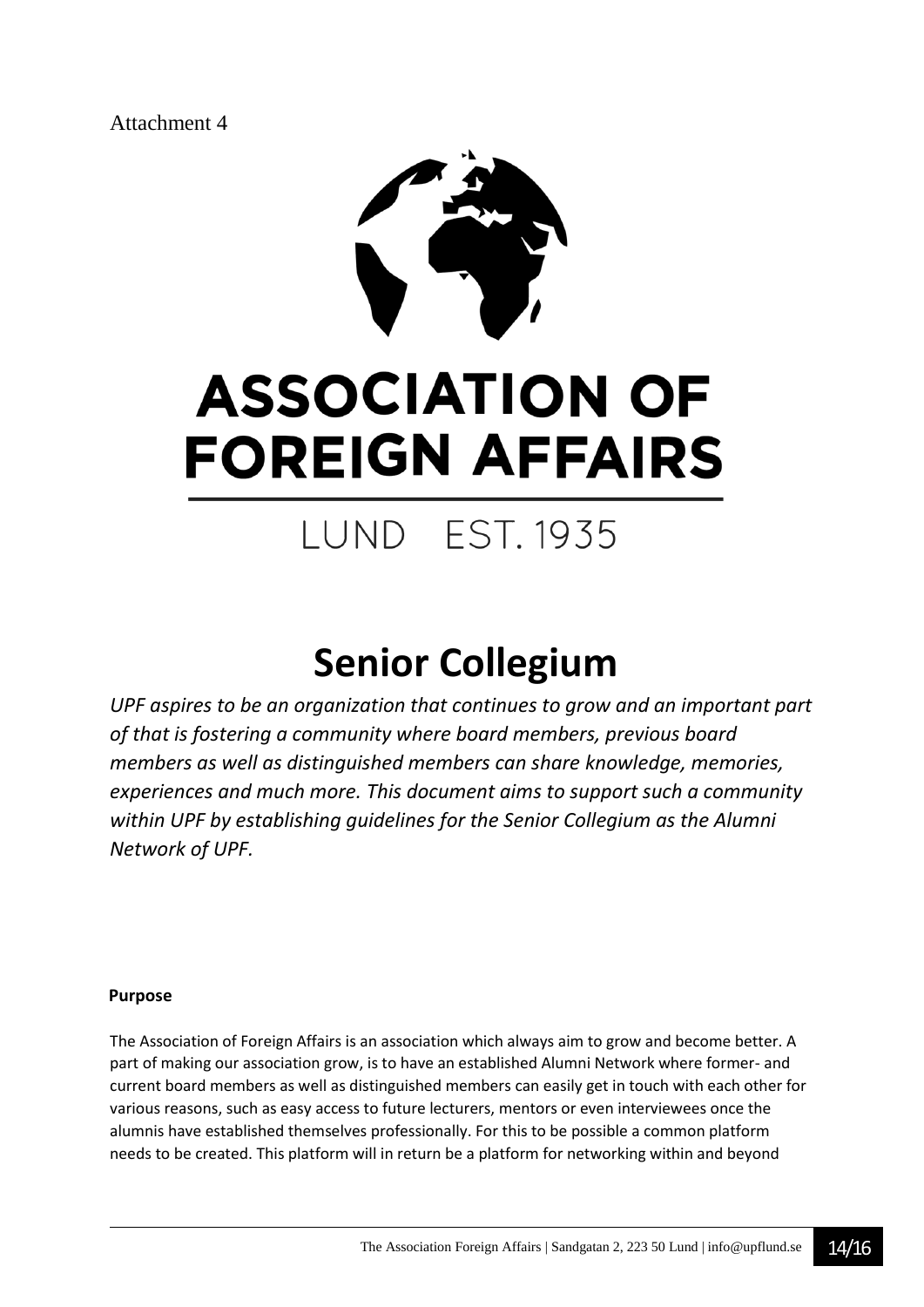Attachment 4

ASSOCIATION OF FOREIGN AFFAIRS

LUND EST. 1935

# Senior Collegium

*UPF aspires to be an organization that continues to grow and an important part of that is fostering a community where board members, previous board members as well as distinguished members can share knowledge, memories, experiences and much more. This document aims to support such a community within UPF by establishing guidelines for the Senior Collegium as the Alumni Network of UPF.*

**Purpose**

The Association of Foreign Affairs is an association which always aim to grow and become better. A part of making our association grow, is to have an established Alumni Network where former- and current board members as well as distinguished members can easily get in touch with each other for various reasons, such as easy access to future lecturers, mentors or even interviewees once the alumnis have established themselves professionally. For this to be possible a common platform needs to be created. This platform will in return be a platform for networking within and beyond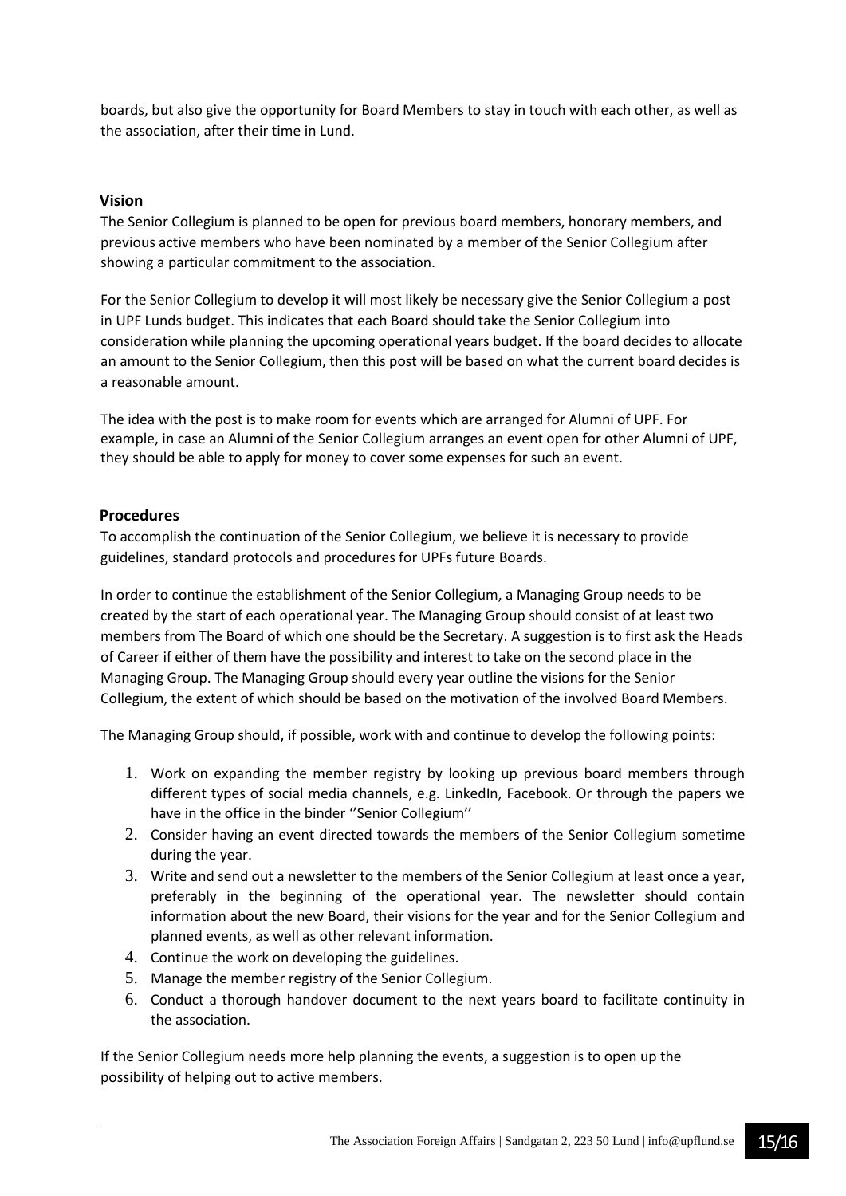boards, but also give the opportunity for Board Members to stay in touch with each other, as well as the association, after their time in Lund.

## Vision

The Senior Collegium is planned to be open for previous board members, honorary members, and previous active members who have been nominated by a member of the Senior Collegium after showing a particular commitment to the association.

For the Senior Collegium to develop it will most likely be necessary give the Senior Collegium a post in UPF Lunds budget. This indicates that each Board should take the Senior Collegium into consideration while planning the upcoming operational years budget. If the board decides to allocate an amount to the Senior Collegium, then this post will be based on what the current board decides is a reasonable amount.

The idea with the post is to make room for events which are arranged for Alumni of UPF. For example, in case an Alumni of the Senior Collegium arranges an event open for other Alumni of UPF, they should be able to apply for money to cover some expenses for such an event.

## Procedures

To accomplish the continuation of the Senior Collegium, we believe it is necessary to provide guidelines, standard protocols and procedures for UPFs future Boards.

In order to continue the establishment of the Senior Collegium, a Managing Group needs to be created by the start of each operational year. The Managing Group should consist of at least two members from The Board of which one should be the Secretary. A suggestion is to first ask the Heads of Career if either of them have the possibility and interest to take on the second place in the Managing Group. The Managing Group should every year outline the visions for the Senior Collegium, the extent of which should be based on the motivation of the involved Board Members.

The Managing Group should, if possible, work with and continue to develop the following points:

1. Work on expanding the member registry by looking up previous board members through different types of social media channels, e.g. LinkedIn, Facebook. Or through the papers we have in the office in the binder ''Senior Collegium''
2. Consider having an event directed towards the members of the Senior Collegium sometime during the year.
3. Write and send out a newsletter to the members of the Senior Collegium at least once a year, preferably in the beginning of the operational year. The newsletter should contain information about the new Board, their visions for the year and for the Senior Collegium and planned events, as well as other relevant information.
4. Continue the work on developing the guidelines.
5. Manage the member registry of the Senior Collegium.
6. Conduct a thorough handover document to the next years board to facilitate continuity in the association.

If the Senior Collegium needs more help planning the events, a suggestion is to open up the possibility of helping out to active members.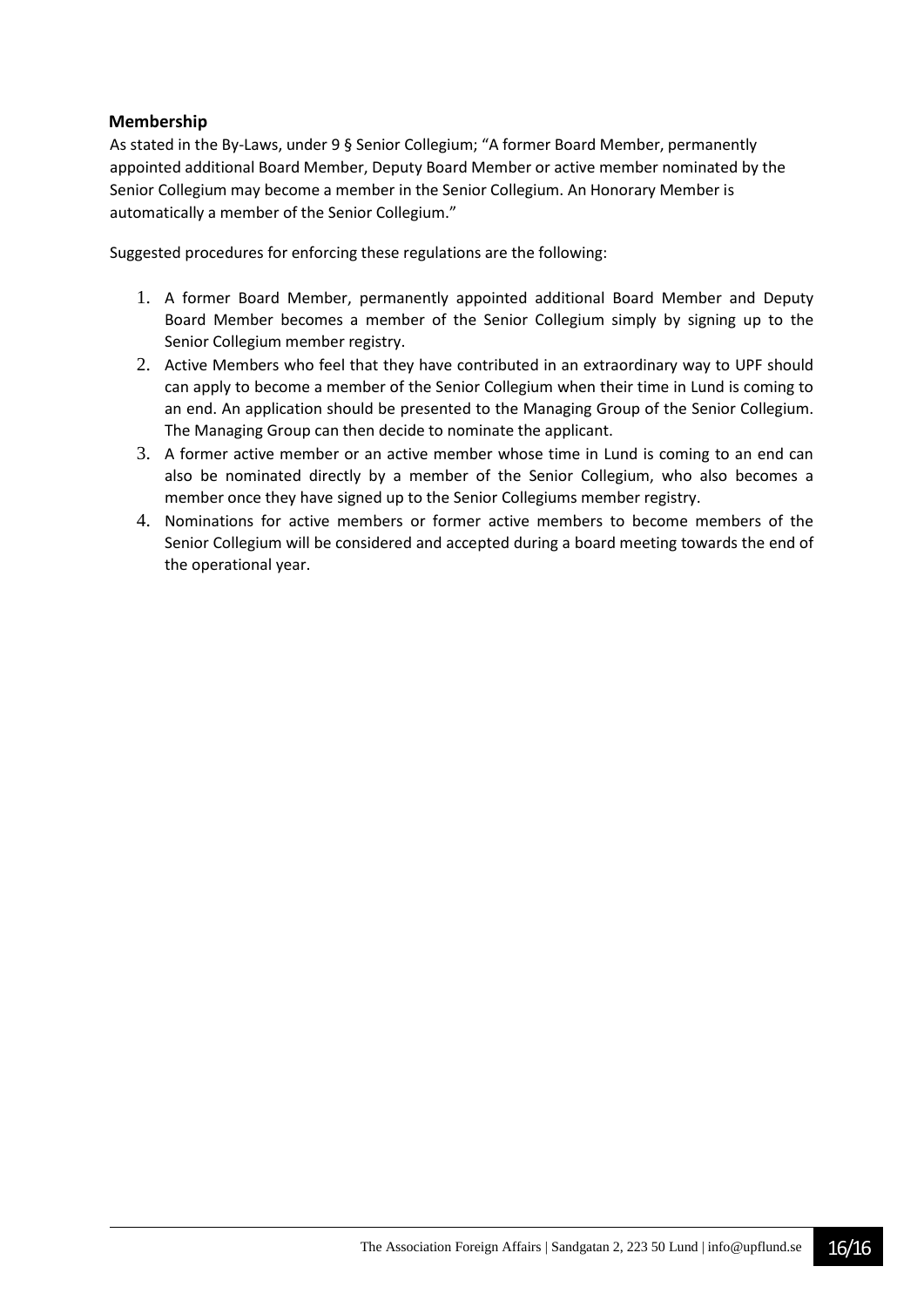## Membership

As stated in the By-Laws, under 9 § Senior Collegium; "A former Board Member, permanently appointed additional Board Member, Deputy Board Member or active member nominated by the Senior Collegium may become a member in the Senior Collegium. An Honorary Member is automatically a member of the Senior Collegium."

Suggested procedures for enforcing these regulations are the following:

1. A former Board Member, permanently appointed additional Board Member and Deputy Board Member becomes a member of the Senior Collegium simply by signing up to the Senior Collegium member registry.
2. Active Members who feel that they have contributed in an extraordinary way to UPF should can apply to become a member of the Senior Collegium when their time in Lund is coming to an end. An application should be presented to the Managing Group of the Senior Collegium. The Managing Group can then decide to nominate the applicant.
3. A former active member or an active member whose time in Lund is coming to an end can also be nominated directly by a member of the Senior Collegium, who also becomes a member once they have signed up to the Senior Collegiums member registry.
4. Nominations for active members or former active members to become members of the Senior Collegium will be considered and accepted during a board meeting towards the end of the operational year.